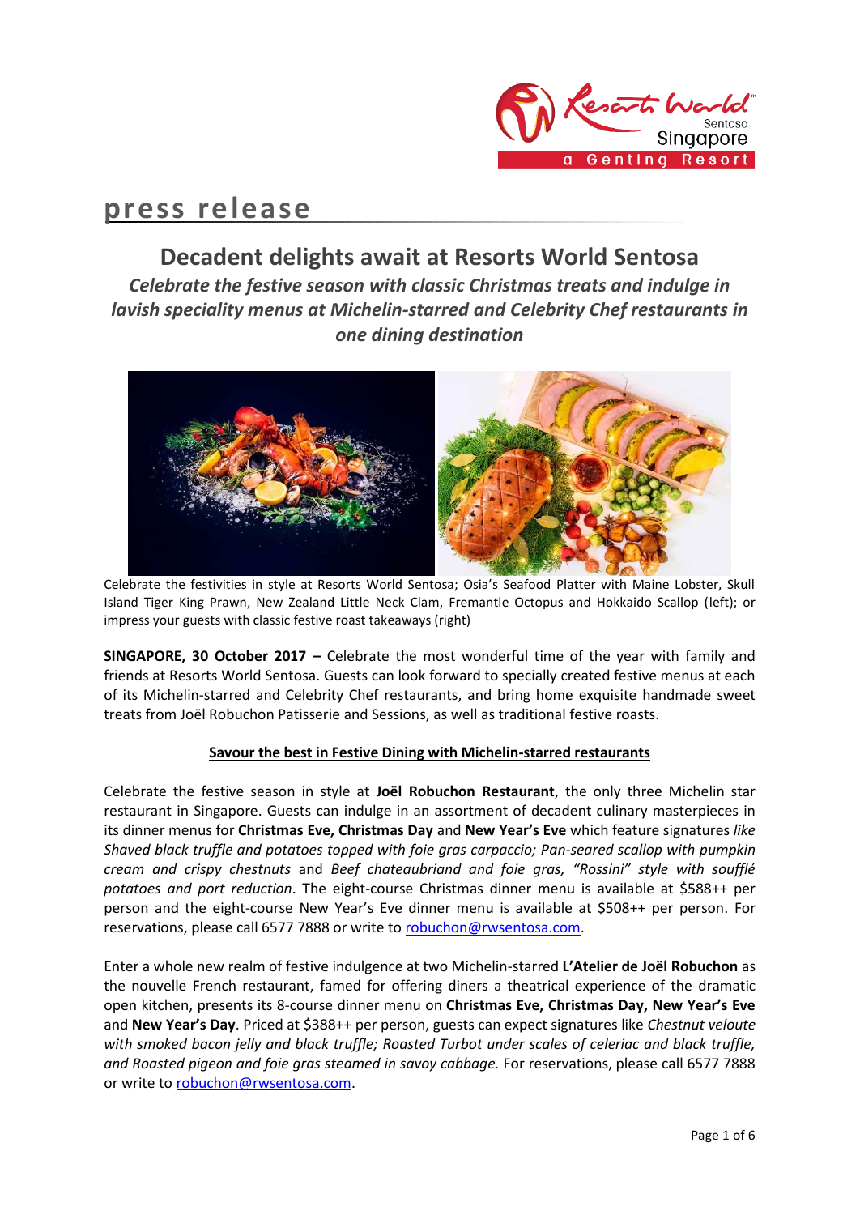# press release

## Decadent delights await at Resorts World Sentosa

***Celebrate the festive season with classic Christmas treats and indulge in lavish speciality menus at Michelin-starred and Celebrity Chef restaurants in one dining destination***

Celebrate the festivities in style at Resorts World Sentosa; Osia's Seafood Platter with Maine Lobster, Skull Island Tiger King Prawn, New Zealand Little Neck Clam, Fremantle Octopus and Hokkaido Scallop (left); or impress your guests with classic festive roast takeaways (right)

**SINGAPORE, 30 October 2017 –** Celebrate the most wonderful time of the year with family and friends at Resorts World Sentosa. Guests can look forward to specially created festive menus at each of its Michelin-starred and Celebrity Chef restaurants, and bring home exquisite handmade sweet treats from Joël Robuchon Patisserie and Sessions, as well as traditional festive roasts.

**Savour the best in Festive Dining with Michelin-starred restaurants**

Celebrate the festive season in style at **Joël Robuchon Restaurant**, the only three Michelin star restaurant in Singapore. Guests can indulge in an assortment of decadent culinary masterpieces in its dinner menus for **Christmas Eve, Christmas Day** and **New Year's Eve** which feature signatures *like Shaved black truffle and potatoes topped with foie gras carpaccio; Pan-seared scallop with pumpkin cream and crispy chestnuts* and *Beef chateaubriand and foie gras, "Rossini" style with soufflé potatoes and port reduction*. The eight-course Christmas dinner menu is available at $588++ per person and the eight-course New Year's Eve dinner menu is available at $508++ per person. For reservations, please call 6577 7888 or write to robuchon@rwsentosa.com.

Enter a whole new realm of festive indulgence at two Michelin-starred **L'Atelier de Joël Robuchon** as the nouvelle French restaurant, famed for offering diners a theatrical experience of the dramatic open kitchen, presents its 8-course dinner menu on **Christmas Eve, Christmas Day, New Year's Eve** and **New Year's Day**. Priced at $388++ per person, guests can expect signatures like *Chestnut veloute with smoked bacon jelly and black truffle; Roasted Turbot under scales of celeriac and black truffle, and Roasted pigeon and foie gras steamed in savoy cabbage.* For reservations, please call 6577 7888 or write to robuchon@rwsentosa.com.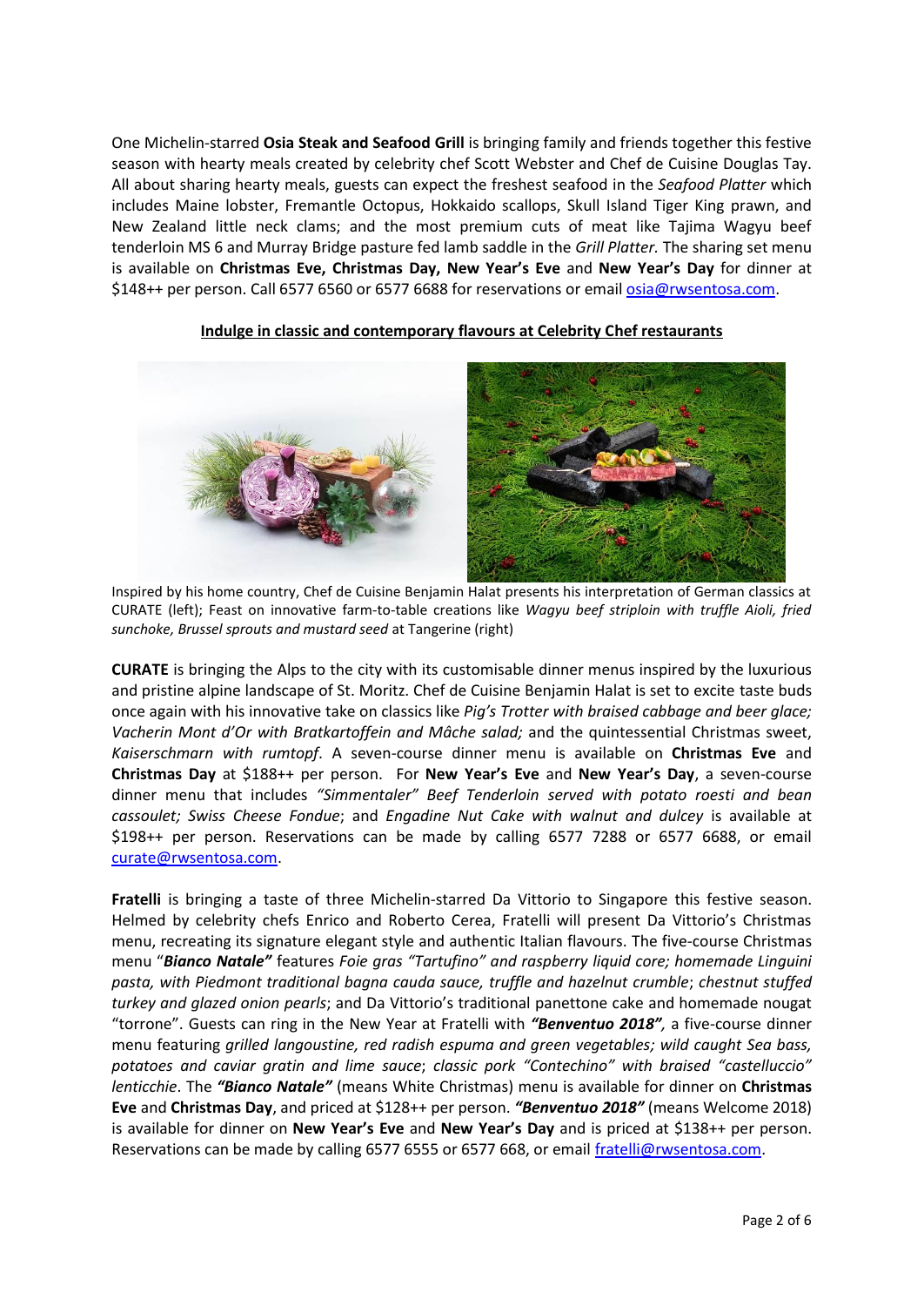One Michelin-starred **Osia Steak and Seafood Grill** is bringing family and friends together this festive season with hearty meals created by celebrity chef Scott Webster and Chef de Cuisine Douglas Tay. All about sharing hearty meals, guests can expect the freshest seafood in the *Seafood Platter* which includes Maine lobster, Fremantle Octopus, Hokkaido scallops, Skull Island Tiger King prawn, and New Zealand little neck clams; and the most premium cuts of meat like Tajima Wagyu beef tenderloin MS 6 and Murray Bridge pasture fed lamb saddle in the *Grill Platter.* The sharing set menu is available on **Christmas Eve, Christmas Day, New Year's Eve** and **New Year's Day** for dinner at $148++ per person. Call 6577 6560 or 6577 6688 for reservations or email osia@rwsentosa.com.

**Indulge in classic and contemporary flavours at Celebrity Chef restaurants**

Inspired by his home country, Chef de Cuisine Benjamin Halat presents his interpretation of German classics at CURATE (left); Feast on innovative farm-to-table creations like *Wagyu beef striploin with truffle Aioli, fried sunchoke, Brussel sprouts and mustard seed* at Tangerine (right)

**CURATE** is bringing the Alps to the city with its customisable dinner menus inspired by the luxurious and pristine alpine landscape of St. Moritz. Chef de Cuisine Benjamin Halat is set to excite taste buds once again with his innovative take on classics like *Pig's Trotter with braised cabbage and beer glace; Vacherin Mont d'Or with Bratkartoffein and Mâche salad;* and the quintessential Christmas sweet, *Kaiserschmarn with rumtopf*. A seven-course dinner menu is available on **Christmas Eve** and **Christmas Day** at $188++ per person. For **New Year's Eve** and **New Year's Day**, a seven-course dinner menu that includes *"Simmentaler" Beef Tenderloin served with potato roesti and bean cassoulet; Swiss Cheese Fondue*; and *Engadine Nut Cake with walnut and dulcey* is available at $198++ per person. Reservations can be made by calling 6577 7288 or 6577 6688, or email curate@rwsentosa.com.

**Fratelli** is bringing a taste of three Michelin-starred Da Vittorio to Singapore this festive season. Helmed by celebrity chefs Enrico and Roberto Cerea, Fratelli will present Da Vittorio's Christmas menu, recreating its signature elegant style and authentic Italian flavours. The five-course Christmas menu "***Bianco Natale"*** features *Foie gras "Tartufino" and raspberry liquid core; homemade Linguini pasta, with Piedmont traditional bagna cauda sauce, truffle and hazelnut crumble*; *chestnut stuffed turkey and glazed onion pearls*; and Da Vittorio's traditional panettone cake and homemade nougat "torrone". Guests can ring in the New Year at Fratelli with ***"Benventuo 2018",*** a five-course dinner menu featuring *grilled langoustine, red radish espuma and green vegetables; wild caught Sea bass, potatoes and caviar gratin and lime sauce*; *classic pork "Contechino" with braised "castelluccio" lenticchie*. The ***"Bianco Natale"*** (means White Christmas) menu is available for dinner on **Christmas Eve** and **Christmas Day**, and priced at $128++ per person. ***"Benventuo 2018"*** (means Welcome 2018) is available for dinner on **New Year's Eve** and **New Year's Day** and is priced at $138++ per person. Reservations can be made by calling 6577 6555 or 6577 668, or email fratelli@rwsentosa.com.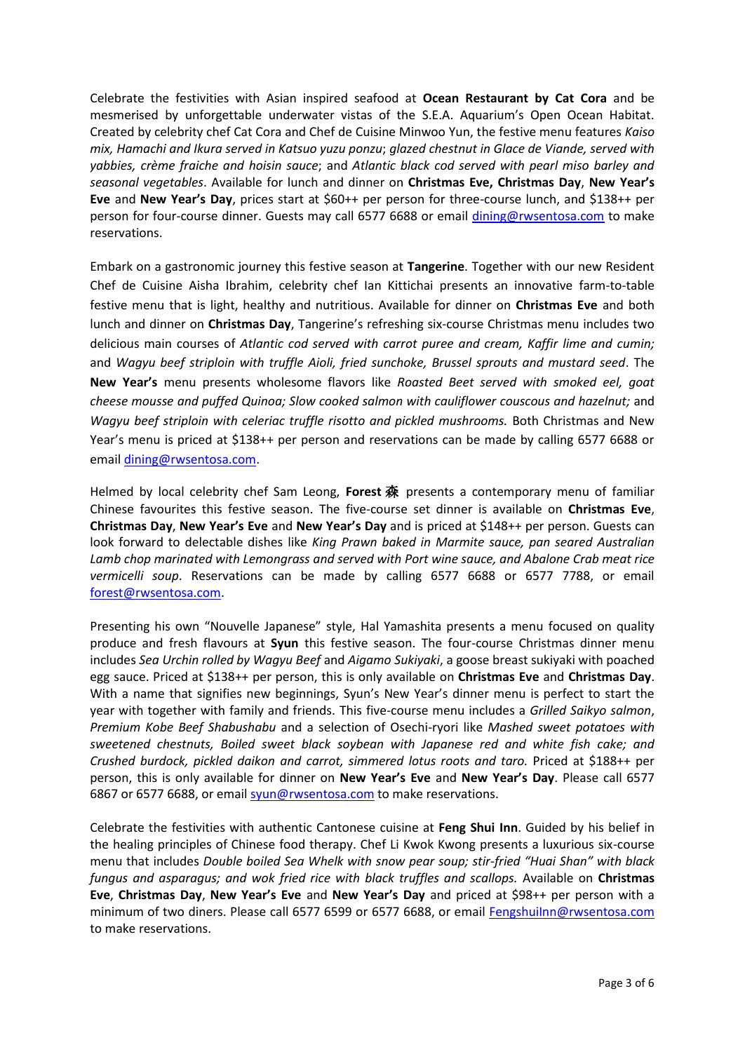Celebrate the festivities with Asian inspired seafood at **Ocean Restaurant by Cat Cora** and be mesmerised by unforgettable underwater vistas of the S.E.A. Aquarium's Open Ocean Habitat. Created by celebrity chef Cat Cora and Chef de Cuisine Minwoo Yun, the festive menu features *Kaiso mix, Hamachi and Ikura served in Katsuo yuzu ponzu*; *glazed chestnut in Glace de Viande, served with yabbies, crème fraiche and hoisin sauce*; and *Atlantic black cod served with pearl miso barley and seasonal vegetables*. Available for lunch and dinner on **Christmas Eve, Christmas Day**, **New Year's Eve** and **New Year's Day**, prices start at $60++ per person for three-course lunch, and $138++ per person for four-course dinner. Guests may call 6577 6688 or email dining@rwsentosa.com to make reservations.

Embark on a gastronomic journey this festive season at **Tangerine**. Together with our new Resident Chef de Cuisine Aisha Ibrahim, celebrity chef Ian Kittichai presents an innovative farm-to-table festive menu that is light, healthy and nutritious. Available for dinner on **Christmas Eve** and both lunch and dinner on **Christmas Day**, Tangerine's refreshing six-course Christmas menu includes two delicious main courses of *Atlantic cod served with carrot puree and cream, Kaffir lime and cumin;* and *Wagyu beef striploin with truffle Aioli, fried sunchoke, Brussel sprouts and mustard seed*. The **New Year's** menu presents wholesome flavors like *Roasted Beet served with smoked eel, goat cheese mousse and puffed Quinoa; Slow cooked salmon with cauliflower couscous and hazelnut;* and *Wagyu beef striploin with celeriac truffle risotto and pickled mushrooms.* Both Christmas and New Year's menu is priced at $138++ per person and reservations can be made by calling 6577 6688 or email dining@rwsentosa.com.

Helmed by local celebrity chef Sam Leong, **Forest 森** presents a contemporary menu of familiar Chinese favourites this festive season. The five-course set dinner is available on **Christmas Eve**, **Christmas Day**, **New Year's Eve** and **New Year's Day** and is priced at $148++ per person. Guests can look forward to delectable dishes like *King Prawn baked in Marmite sauce, pan seared Australian Lamb chop marinated with Lemongrass and served with Port wine sauce, and Abalone Crab meat rice vermicelli soup*. Reservations can be made by calling 6577 6688 or 6577 7788, or email forest@rwsentosa.com.

Presenting his own "Nouvelle Japanese" style, Hal Yamashita presents a menu focused on quality produce and fresh flavours at **Syun** this festive season. The four-course Christmas dinner menu includes *Sea Urchin rolled by Wagyu Beef* and *Aigamo Sukiyaki*, a goose breast sukiyaki with poached egg sauce. Priced at $138++ per person, this is only available on **Christmas Eve** and **Christmas Day**. With a name that signifies new beginnings, Syun's New Year's dinner menu is perfect to start the year with together with family and friends. This five-course menu includes a *Grilled Saikyo salmon*, *Premium Kobe Beef Shabushabu* and a selection of Osechi-ryori like *Mashed sweet potatoes with sweetened chestnuts, Boiled sweet black soybean with Japanese red and white fish cake; and Crushed burdock, pickled daikon and carrot, simmered lotus roots and taro.* Priced at $188++ per person, this is only available for dinner on **New Year's Eve** and **New Year's Day**. Please call 6577 6867 or 6577 6688, or email syun@rwsentosa.com to make reservations.

Celebrate the festivities with authentic Cantonese cuisine at **Feng Shui Inn**. Guided by his belief in the healing principles of Chinese food therapy. Chef Li Kwok Kwong presents a luxurious six-course menu that includes *Double boiled Sea Whelk with snow pear soup; stir-fried "Huai Shan" with black fungus and asparagus; and wok fried rice with black truffles and scallops.* Available on **Christmas Eve**, **Christmas Day**, **New Year's Eve** and **New Year's Day** and priced at $98++ per person with a minimum of two diners. Please call 6577 6599 or 6577 6688, or email FengshuiInn@rwsentosa.com to make reservations.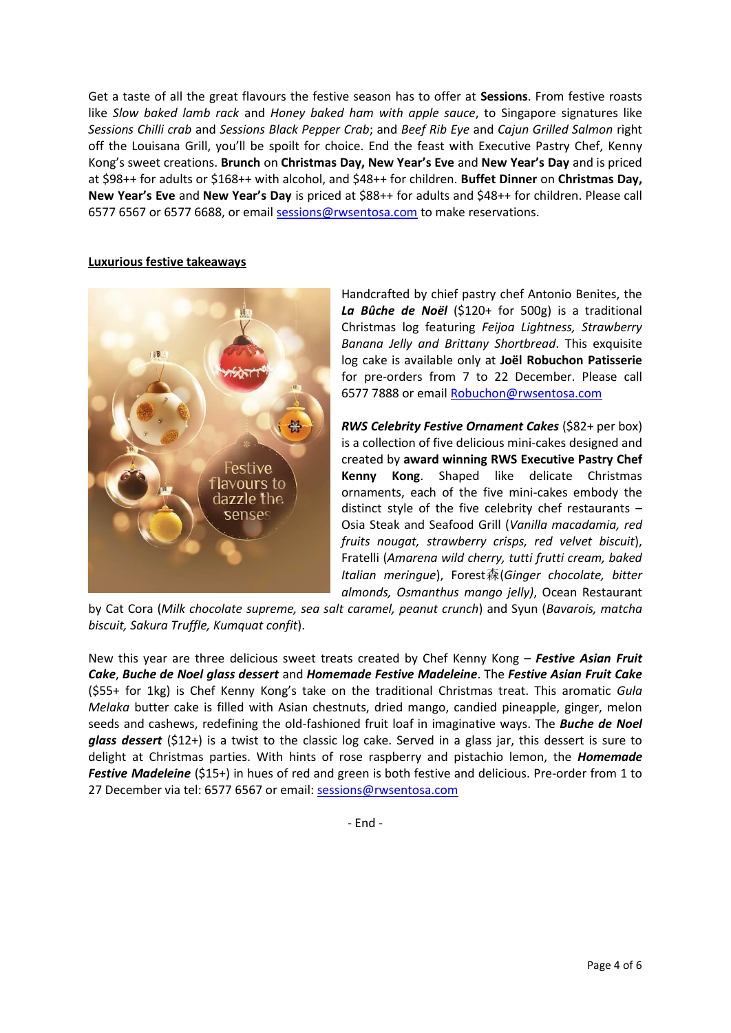Get a taste of all the great flavours the festive season has to offer at **Sessions**. From festive roasts like *Slow baked lamb rack* and *Honey baked ham with apple sauce*, to Singapore signatures like *Sessions Chilli crab* and *Sessions Black Pepper Crab*; and *Beef Rib Eye* and *Cajun Grilled Salmon* right off the Louisana Grill, you'll be spoilt for choice. End the feast with Executive Pastry Chef, Kenny Kong's sweet creations. **Brunch** on **Christmas Day, New Year's Eve** and **New Year's Day** and is priced at $98++ for adults or $168++ with alcohol, and $48++ for children. **Buffet Dinner** on **Christmas Day, New Year's Eve** and **New Year's Day** is priced at $88++ for adults and $48++ for children. Please call 6577 6567 or 6577 6688, or email sessions@rwsentosa.com to make reservations.

**Luxurious festive takeaways**

Handcrafted by chief pastry chef Antonio Benites, the ***La Bûche de Noël*** ($120+ for 500g) is a traditional Christmas log featuring *Feijoa Lightness, Strawberry Banana Jelly and Brittany Shortbread*. This exquisite log cake is available only at **Joël Robuchon Patisserie** for pre-orders from 7 to 22 December. Please call 6577 7888 or email Robuchon@rwsentosa.com

***RWS Celebrity Festive Ornament Cakes*** ($82+ per box) is a collection of five delicious mini-cakes designed and created by **award winning RWS Executive Pastry Chef Kenny Kong**. Shaped like delicate Christmas ornaments, each of the five mini-cakes embody the distinct style of the five celebrity chef restaurants – Osia Steak and Seafood Grill (*Vanilla macadamia, red fruits nougat, strawberry crisps, red velvet biscuit*), Fratelli (*Amarena wild cherry, tutti frutti cream, baked Italian meringue*), Forest森(*Ginger chocolate, bitter almonds, Osmanthus mango jelly)*, Ocean Restaurant by Cat Cora (*Milk chocolate supreme, sea salt caramel, peanut crunch*) and Syun (*Bavarois, matcha biscuit, Sakura Truffle, Kumquat confit*).

New this year are three delicious sweet treats created by Chef Kenny Kong – ***Festive Asian Fruit Cake***, ***Buche de Noel glass dessert*** and ***Homemade Festive Madeleine***. The ***Festive Asian Fruit Cake*** ($55+ for 1kg) is Chef Kenny Kong's take on the traditional Christmas treat. This aromatic *Gula Melaka* butter cake is filled with Asian chestnuts, dried mango, candied pineapple, ginger, melon seeds and cashews, redefining the old-fashioned fruit loaf in imaginative ways. The ***Buche de Noel glass dessert*** ($12+) is a twist to the classic log cake. Served in a glass jar, this dessert is sure to delight at Christmas parties. With hints of rose raspberry and pistachio lemon, the ***Homemade Festive Madeleine*** ($15+) in hues of red and green is both festive and delicious. Pre-order from 1 to 27 December via tel: 6577 6567 or email: sessions@rwsentosa.com

- End -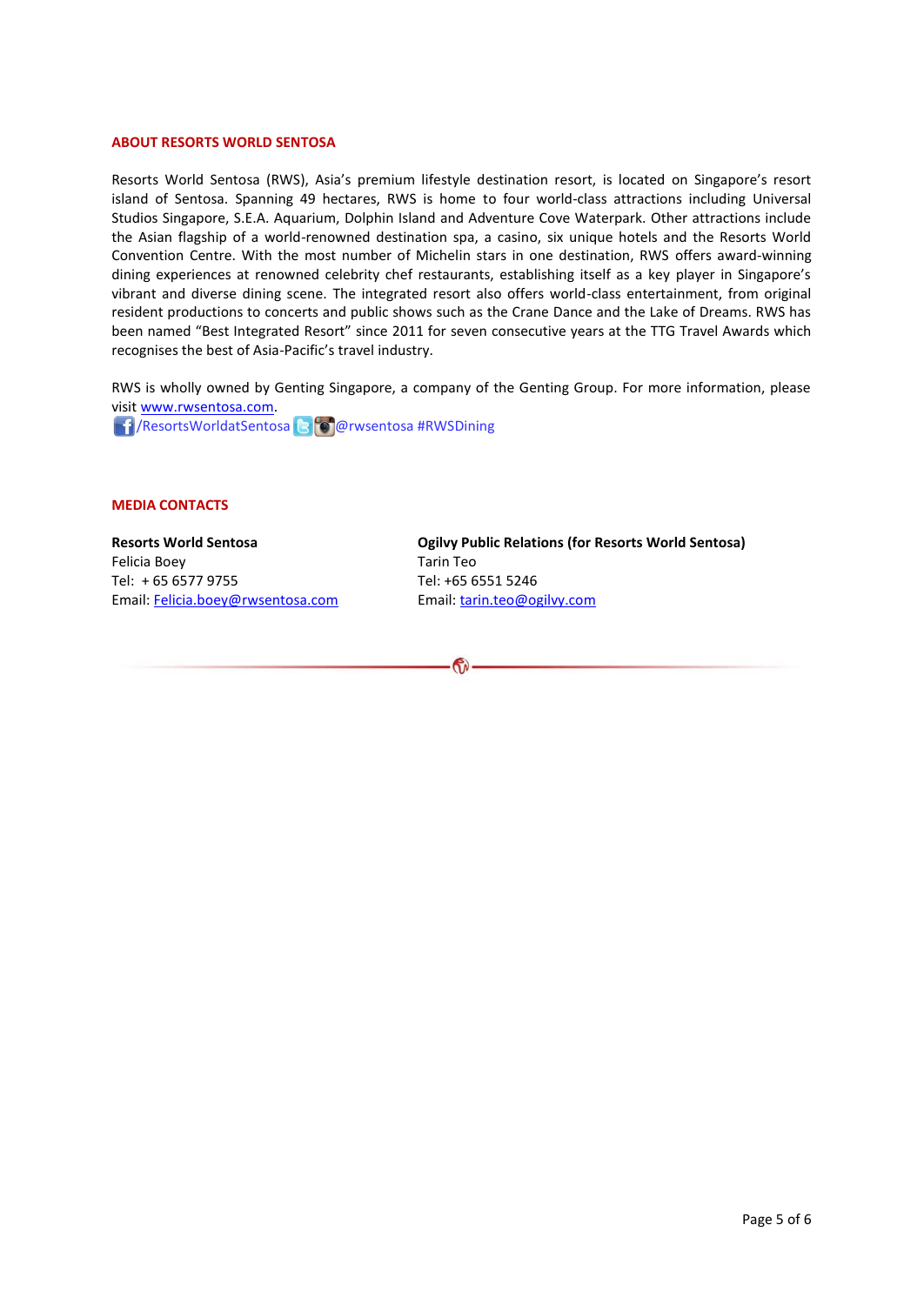## ABOUT RESORTS WORLD SENTOSA

Resorts World Sentosa (RWS), Asia's premium lifestyle destination resort, is located on Singapore's resort island of Sentosa. Spanning 49 hectares, RWS is home to four world-class attractions including Universal Studios Singapore, S.E.A. Aquarium, Dolphin Island and Adventure Cove Waterpark. Other attractions include the Asian flagship of a world-renowned destination spa, a casino, six unique hotels and the Resorts World Convention Centre. With the most number of Michelin stars in one destination, RWS offers award-winning dining experiences at renowned celebrity chef restaurants, establishing itself as a key player in Singapore's vibrant and diverse dining scene. The integrated resort also offers world-class entertainment, from original resident productions to concerts and public shows such as the Crane Dance and the Lake of Dreams. RWS has been named "Best Integrated Resort" since 2011 for seven consecutive years at the TTG Travel Awards which recognises the best of Asia-Pacific's travel industry.

RWS is wholly owned by Genting Singapore, a company of the Genting Group. For more information, please visit www.rwsentosa.com.

/ResortsWorldatSentosa @rwsentosa #RWSDining

## MEDIA CONTACTS

**Resorts World Sentosa**
Felicia Boey
Tel: + 65 6577 9755
Email: Felicia.boey@rwsentosa.com

**Ogilvy Public Relations (for Resorts World Sentosa)**
Tarin Teo
Tel: +65 6551 5246
Email: tarin.teo@ogilvy.com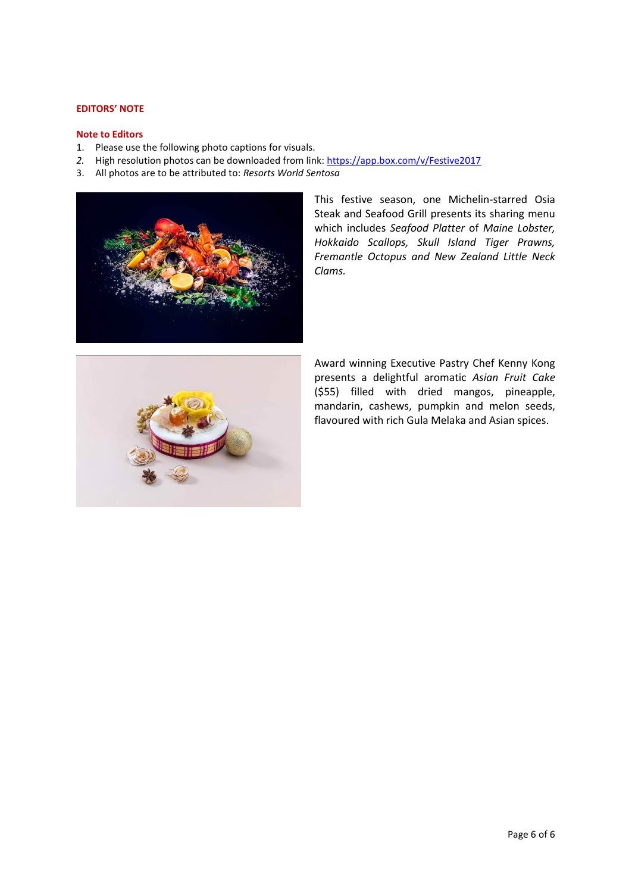**EDITORS' NOTE**

**Note to Editors**

1. Please use the following photo captions for visuals.
2. High resolution photos can be downloaded from link: https://app.box.com/v/Festive2017
3. All photos are to be attributed to: *Resorts World Sentosa*

This festive season, one Michelin-starred Osia Steak and Seafood Grill presents its sharing menu which includes *Seafood Platter* of *Maine Lobster, Hokkaido Scallops, Skull Island Tiger Prawns, Fremantle Octopus and New Zealand Little Neck Clams.*

Award winning Executive Pastry Chef Kenny Kong presents a delightful aromatic *Asian Fruit Cake* ($55) filled with dried mangos, pineapple, mandarin, cashews, pumpkin and melon seeds, flavoured with rich Gula Melaka and Asian spices.